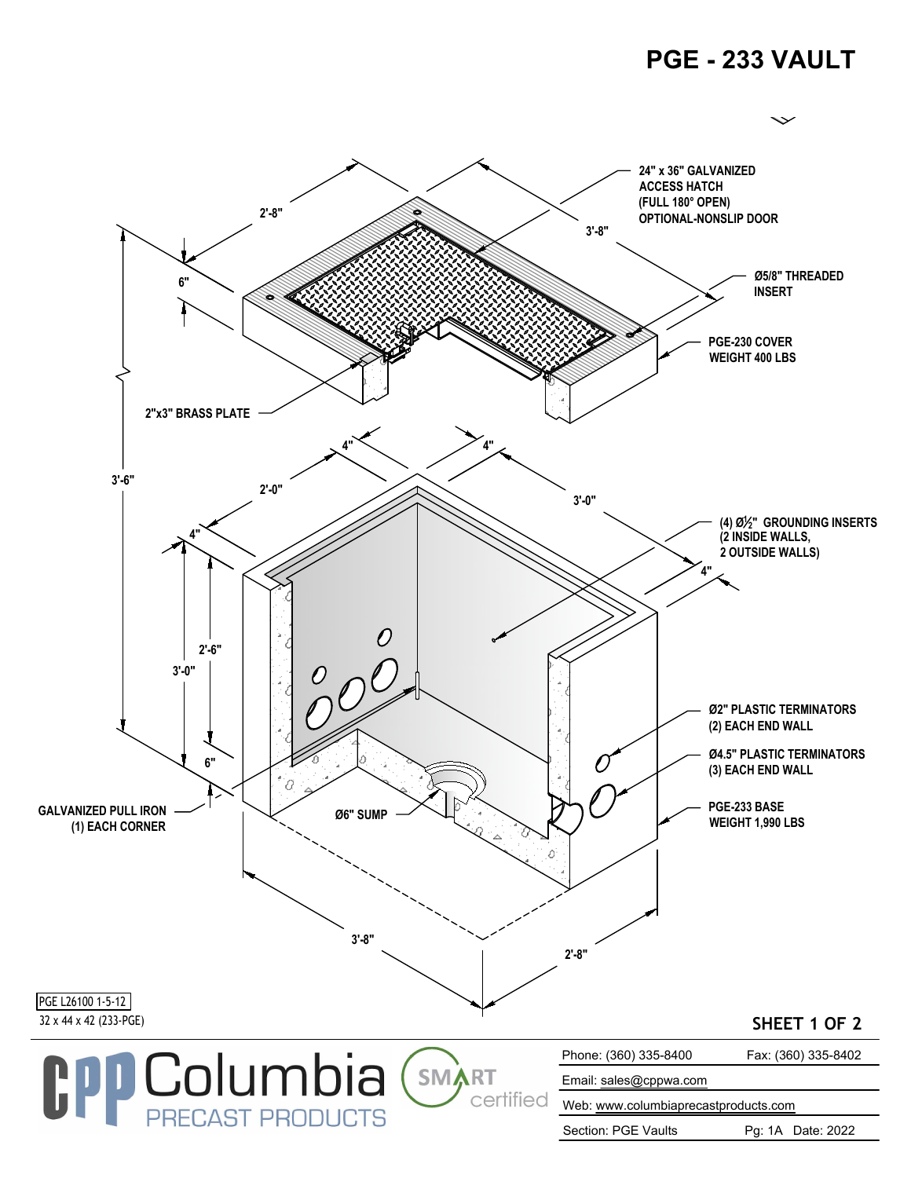# PGE - 233 VAULT

24" x 36" GALVANIZED ACCESS HATCH (FULL 180° OPEN) OPTIONAL-NONSLIP DOOR

Ø5/8" THREADED INSERT

PGE-230 COVER WEIGHT 400 LBS

2"x3" BRASS PLATE

(4) Ø½" GROUNDING INSERTS (2 INSIDE WALLS, 2 OUTSIDE WALLS)

Ø2" PLASTIC TERMINATORS (2) EACH END WALL

Ø4.5" PLASTIC TERMINATORS (3) EACH END WALL

PGE-233 BASE WEIGHT 1,990 LBS

Ø6" SUMP

GALVANIZED PULL IRON (1) EACH CORNER

2'-8"  3'-8"  6"  3'-6"  4"  4"  2'-0"  3'-0"  4"  4"  2'-6"  3'-0"  6"  3'-8"  2'-8"

PGE L26100 1-5-12

32 x 44 x 42 (233-PGE)

SHEET 1 OF 2

Columbia PRECAST PRODUCTS

SMART certified

| | |
|---|---|
| Phone: (360) 335-8400 | Fax: (360) 335-8402 |
| Email: sales@cppwa.com | |
| Web: www.columbiaprecastproducts.com | |
| Section: PGE Vaults | Pg: 1A Date: 2022 |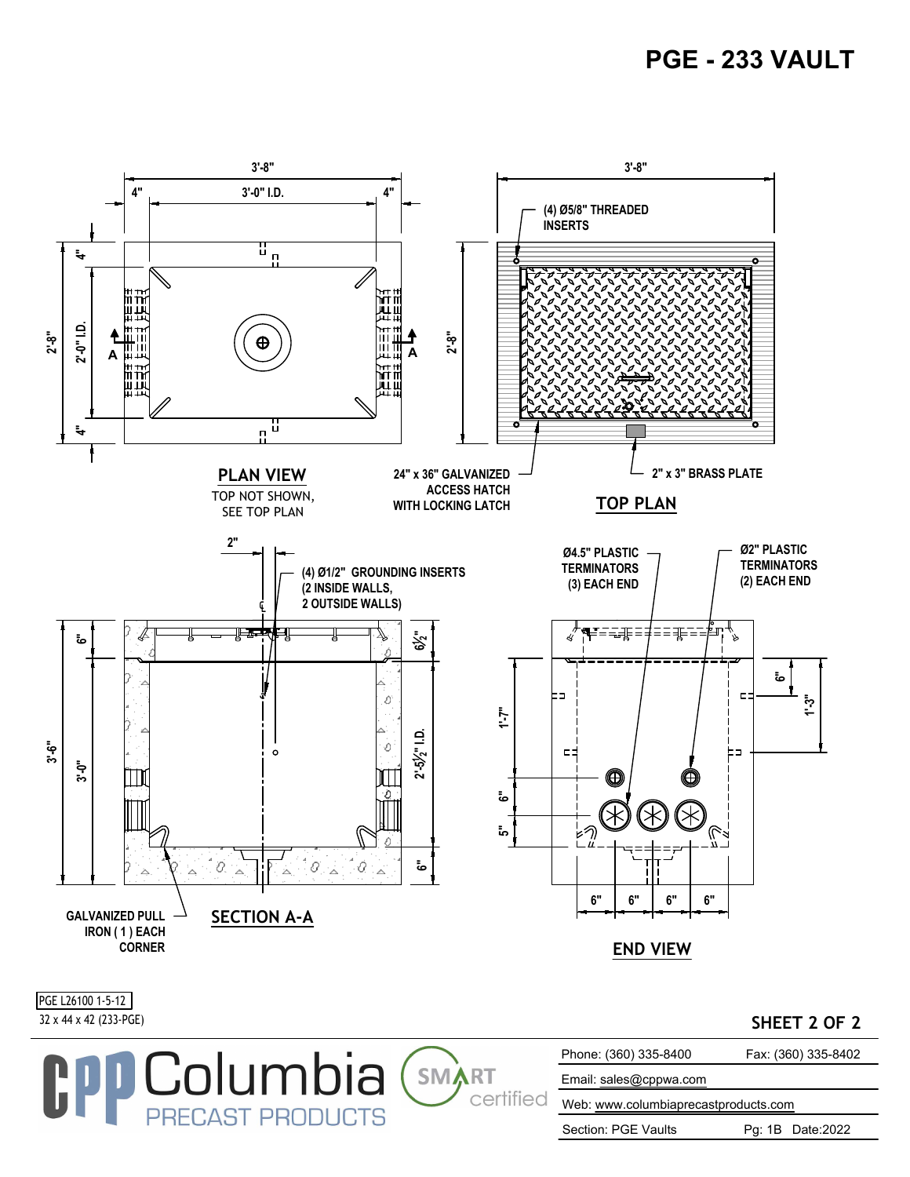# PGE - 233 VAULT

3'-8"

4"

3'-0" I.D.

4"

2'-8"

2'-0" I.D.

4"

4"

A

A

## PLAN VIEW

TOP NOT SHOWN,
SEE TOP PLAN

3'-8"

(4) Ø5/8" THREADED INSERTS

2'-8"

24" x 36" GALVANIZED ACCESS HATCH WITH LOCKING LATCH

2" x 3" BRASS PLATE

## TOP PLAN

2"

(4) Ø1/2" GROUNDING INSERTS (2 INSIDE WALLS, 2 OUTSIDE WALLS)

6"

3'-6"

3'-0"

6½"

2'-5½" I.D.

6"

GALVANIZED PULL IRON ( 1 ) EACH CORNER

## SECTION A-A

Ø4.5" PLASTIC TERMINATORS (3) EACH END

Ø2" PLASTIC TERMINATORS (2) EACH END

1'-7"

6"

5"

6"

1'-3"

6"

6"

6"

6"

## END VIEW

PGE L26100 1-5-12

32 x 44 x 42 (233-PGE)

Columbia PRECAST PRODUCTS

SMART certified

| | |
|---|---|
| Phone: (360) 335-8400 | Fax: (360) 335-8402 |
| Email: sales@cppwa.com | |
| Web: www.columbiaprecastproducts.com | |
| Section: PGE Vaults | Pg: 1B Date:2022 |